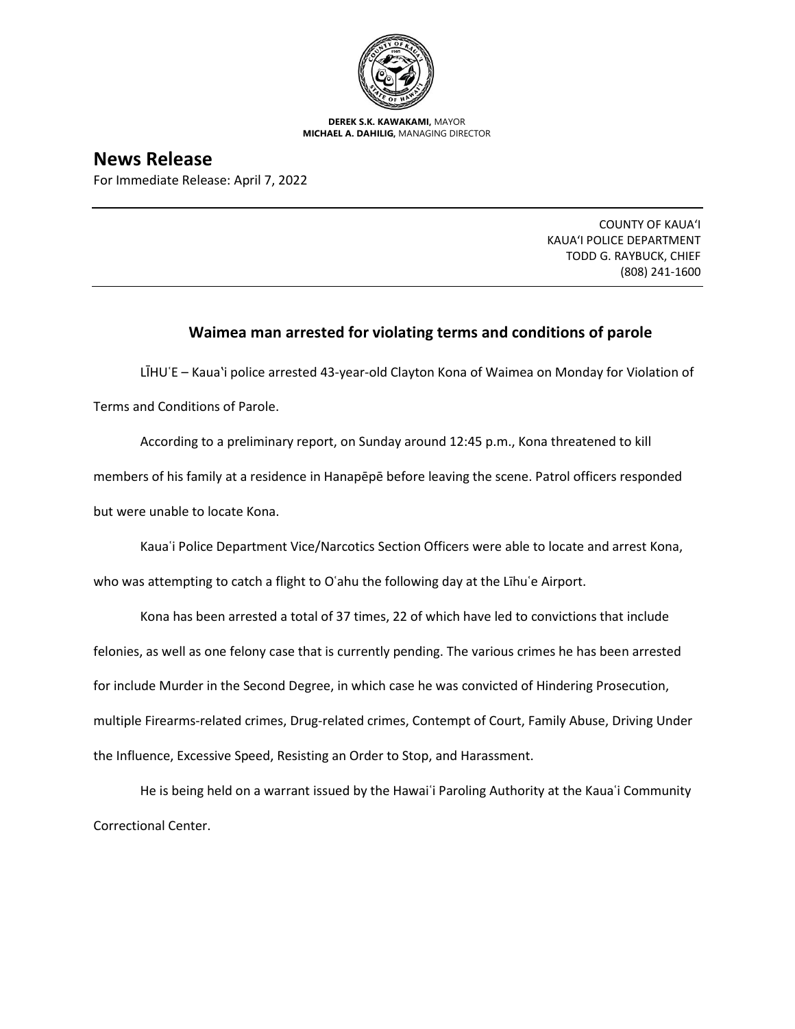**DEREK S.K. KAWAKAMI,** MAYOR
**MICHAEL A. DAHILIG,** MANAGING DIRECTOR

# News Release

For Immediate Release: April 7, 2022

COUNTY OF KAUAʻI
KAUAʻI POLICE DEPARTMENT
TODD G. RAYBUCK, CHIEF
(808) 241-1600

## Waimea man arrested for violating terms and conditions of parole

LĪHUʻE – Kauaʻi police arrested 43-year-old Clayton Kona of Waimea on Monday for Violation of Terms and Conditions of Parole.

According to a preliminary report, on Sunday around 12:45 p.m., Kona threatened to kill members of his family at a residence in Hanapēpē before leaving the scene. Patrol officers responded but were unable to locate Kona.

Kauaʻi Police Department Vice/Narcotics Section Officers were able to locate and arrest Kona, who was attempting to catch a flight to Oʻahu the following day at the Līhuʻe Airport.

Kona has been arrested a total of 37 times, 22 of which have led to convictions that include felonies, as well as one felony case that is currently pending. The various crimes he has been arrested for include Murder in the Second Degree, in which case he was convicted of Hindering Prosecution, multiple Firearms-related crimes, Drug-related crimes, Contempt of Court, Family Abuse, Driving Under the Influence, Excessive Speed, Resisting an Order to Stop, and Harassment.

He is being held on a warrant issued by the Hawaiʻi Paroling Authority at the Kauaʻi Community Correctional Center.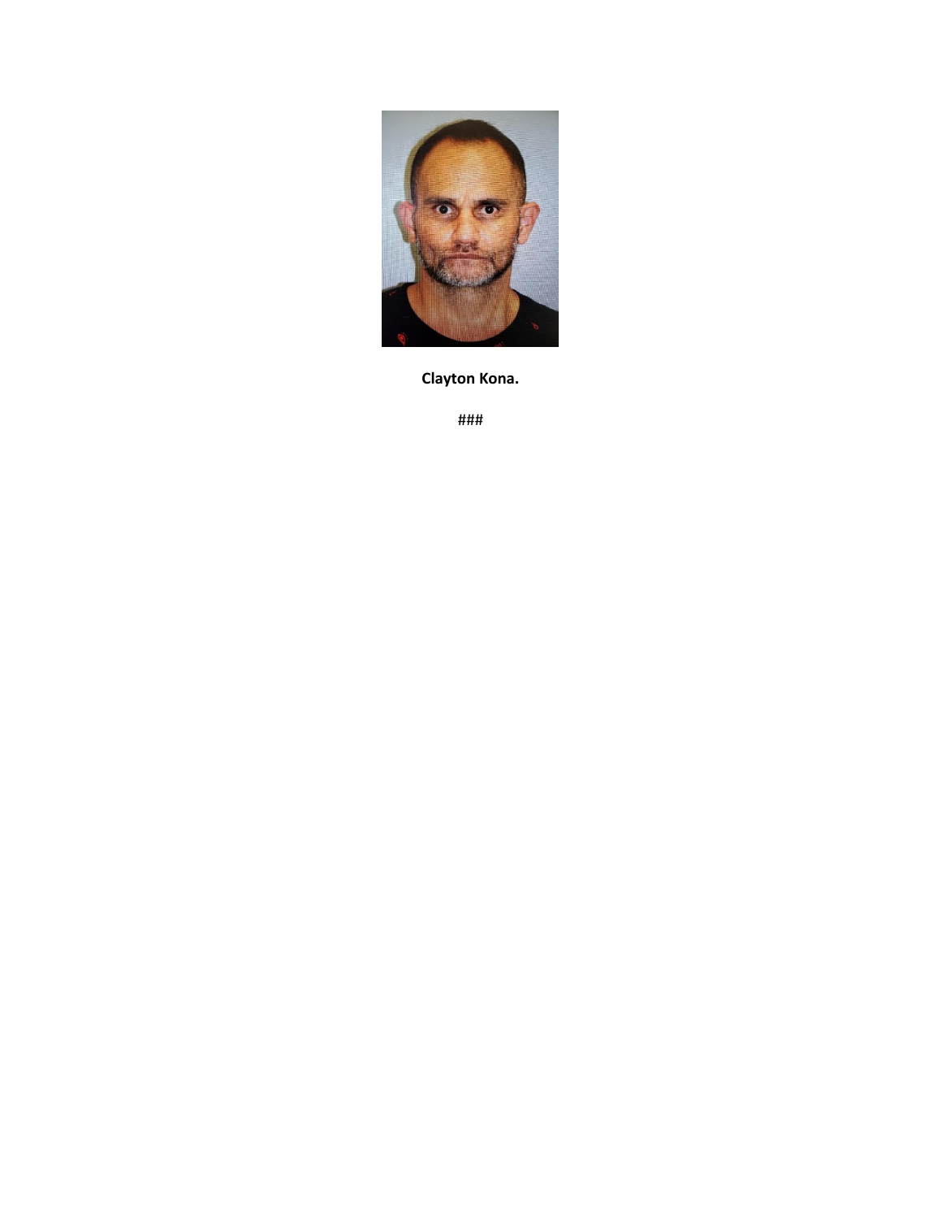**Clayton Kona.**

###